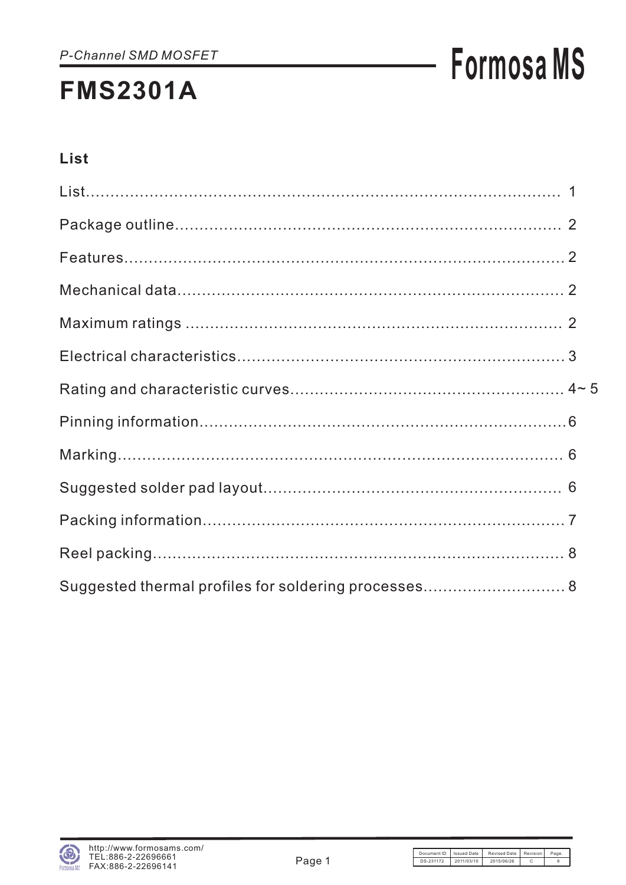*P-Channel SMD MOSFET*

# FMS2301A

Formosa MS

## List

List........................................................................................ 1

Package outline................................................................................ 2

Features........................................................................................ 2

Mechanical data................................................................................ 2

Maximum ratings ............................................................................... 2

Electrical characteristics................................................................... 3

Rating and characteristic curves.......................................................... 4~ 5

Pinning information............................................................................ 6

Marking......................................................................................... 6

Suggested solder pad layout................................................................. 6

Packing information............................................................................ 7

Reel packing.................................................................................... 8

Suggested thermal profiles for soldering processes................................... 8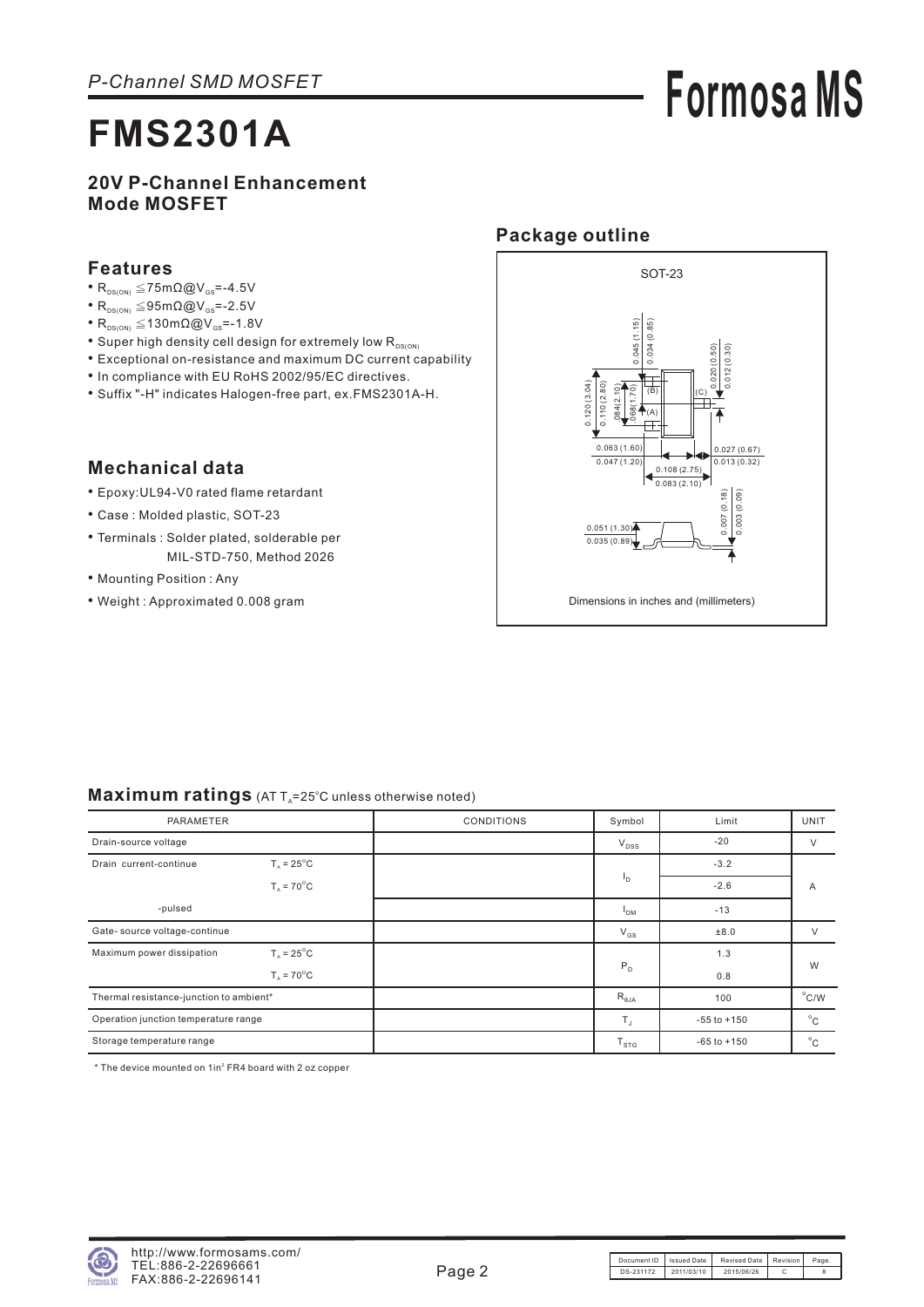*P-Channel SMD MOSFET*

**Formosa MS**

# FMS2301A

**20V P-Channel Enhancement Mode MOSFET**

## Features

- $R_{DS(ON)} \leqq 75m\Omega @ V_{GS}=-4.5V$
- $R_{DS(ON)} \leqq 95m\Omega @ V_{GS}=-2.5V$
- $R_{DS(ON)} \leqq 130m\Omega @ V_{GS}=-1.8V$
- Super high density cell design for extremely low $R_{DS(ON)}$
- Exceptional on-resistance and maximum DC current capability
- In compliance with EU RoHS 2002/95/EC directives.
- Suffix "-H" indicates Halogen-free part, ex.FMS2301A-H.

## Mechanical data

- Epoxy:UL94-V0 rated flame retardant
- Case : Molded plastic, SOT-23
- Terminals : Solder plated, solderable per MIL-STD-750, Method 2026
- Mounting Position : Any
- Weight : Approximated 0.008 gram

## Package outline

SOT-23

0.045 (1.15), 0.034 (0.85), 0.020 (0.50), 0.012 (0.30), 0.120 (3.04), 0.110 (2.80), .084(2.10), .068(1.70), (B), (C), (A), 0.063 (1.60), 0.047 (1.20), 0.027 (0.67), 0.013 (0.32), 0.108 (2.75), 0.083 (2.10), 0.007 (0.18), 0.003 (0.09), 0.051 (1.30), 0.035 (0.89)

Dimensions in inches and (millimeters)

## Maximum ratings (AT $T_A$=25°C unless otherwise noted)

| PARAMETER | | CONDITIONS | Symbol | Limit | UNIT |
|---|---|---|---|---|---|
| Drain-source voltage | | | $V_{DSS}$ | -20 | V |
| Drain current-continue | $T_A = 25°C$ | | $I_D$ | -3.2 | A |
| | $T_A = 70°C$ | | | -2.6 | |
| -pulsed | | | $I_{DM}$ | -13 | |
| Gate- source voltage-continue | | | $V_{GS}$ | ±8.0 | V |
| Maximum power dissipation | $T_A = 25°C$ | | $P_D$ | 1.3 | W |
| | $T_A = 70°C$ | | | 0.8 | |
| Thermal resistance-junction to ambient* | | | $R_{\theta JA}$ | 100 | °C/W |
| Operation junction temperature range | | | $T_J$ | -55 to +150 | °C |
| Storage temperature range | | | $T_{STG}$ | -65 to +150 | °C |

* The device mounted on 1in² FR4 board with 2 oz copper

| Document ID | Issued Date | Revised Date | Revision | Page. |
|---|---|---|---|---|
| DS-231172 | 2011/03/10 | 2015/06/26 | C | 8 |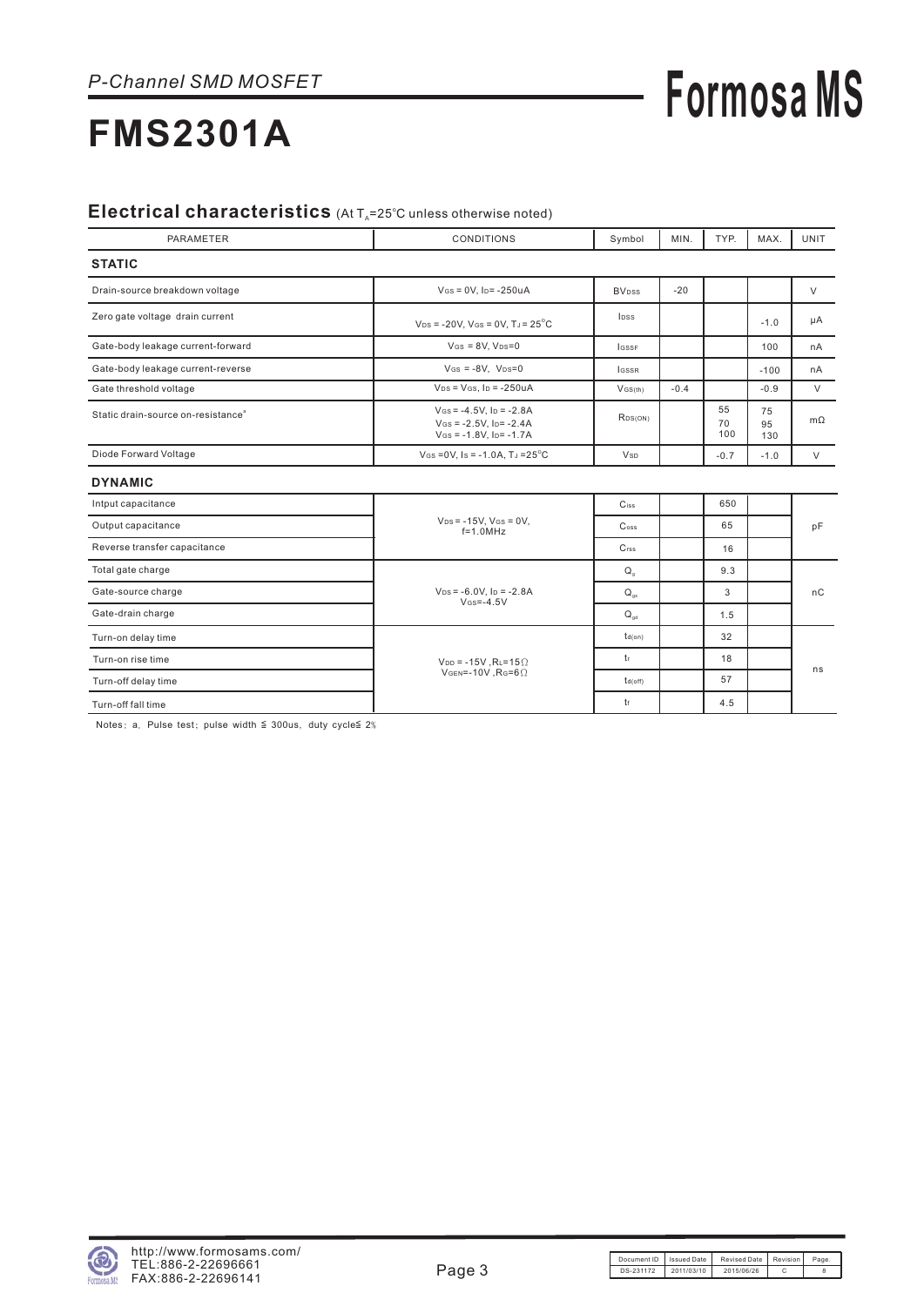*P-Channel SMD MOSFET*

# FMS2301A

**Formosa MS**

## Electrical characteristics (At $T_A$=25°C unless otherwise noted)

| PARAMETER | CONDITIONS | Symbol | MIN. | TYP. | MAX. | UNIT |
|---|---|---|---|---|---|---|
| **STATIC** | | | | | | |
| Drain-source breakdown voltage | $V_{GS}$ = 0V, $I_D$ = -250uA | $BV_{DSS}$ | -20 | | | V |
| Zero gate voltage drain current | $V_{DS}$ = -20V, $V_{GS}$ = 0V, $T_J$ = 25°C | $I_{DSS}$ | | | -1.0 | μA |
| Gate-body leakage current-forward | $V_{GS}$ = 8V, $V_{DS}$=0 | $I_{GSSF}$ | | | 100 | nA |
| Gate-body leakage current-reverse | $V_{GS}$ = -8V, $V_{DS}$=0 | $I_{GSSR}$ | | | -100 | nA |
| Gate threshold voltage | $V_{DS}$ = $V_{GS}$, $I_D$ = -250uA | $V_{GS(th)}$ | -0.4 | | -0.9 | V |
| Static drain-source on-resistance[a] | $V_{GS}$ = -4.5V, $I_D$ = -2.8A<br>$V_{GS}$ = -2.5V, $I_D$ = -2.4A<br>$V_{GS}$ = -1.8V, $I_D$ = -1.7A | $R_{DS(ON)}$ | | 55<br>70<br>100 | 75<br>95<br>130 | mΩ |
| Diode Forward Voltage | $V_{GS}$ =0V, $I_S$ = -1.0A, $T_J$ =25°C | $V_{SD}$ | | -0.7 | -1.0 | V |
| **DYNAMIC** | | | | | | |
| Intput capacitance | $V_{DS}$ = -15V, $V_{GS}$ = 0V, f=1.0MHz | $C_{iss}$ | | 650 | | pF |
| Output capacitance | | $C_{oss}$ | | 65 | | |
| Reverse transfer capacitance | | $C_{rss}$ | | 16 | | |
| Total gate charge | $V_{DS}$ = -6.0V, $I_D$ = -2.8A<br>$V_{GS}$=-4.5V | $Q_g$ | | 9.3 | | nC |
| Gate-source charge | | $Q_{gs}$ | | 3 | | |
| Gate-drain charge | | $Q_{gd}$ | | 1.5 | | |
| Turn-on delay time | $V_{DD}$ = -15V ,$R_L$=15Ω<br>$V_{GEN}$=-10V ,$R_G$=6Ω | $t_{d(on)}$ | | 32 | | ns |
| Turn-on rise time | | $t_r$ | | 18 | | |
| Turn-off delay time | | $t_{d(off)}$ | | 57 | | |
| Turn-off fall time | | $t_f$ | | 4.5 | | |

Notes：a．Pulse test；pulse width ≦ 300us，duty cycle≦ 2%

| Document ID | Issued Date | Revised Date | Revision | Page. |
|---|---|---|---|---|
| DS-231172 | 2011/03/10 | 2015/06/26 | C | 8 |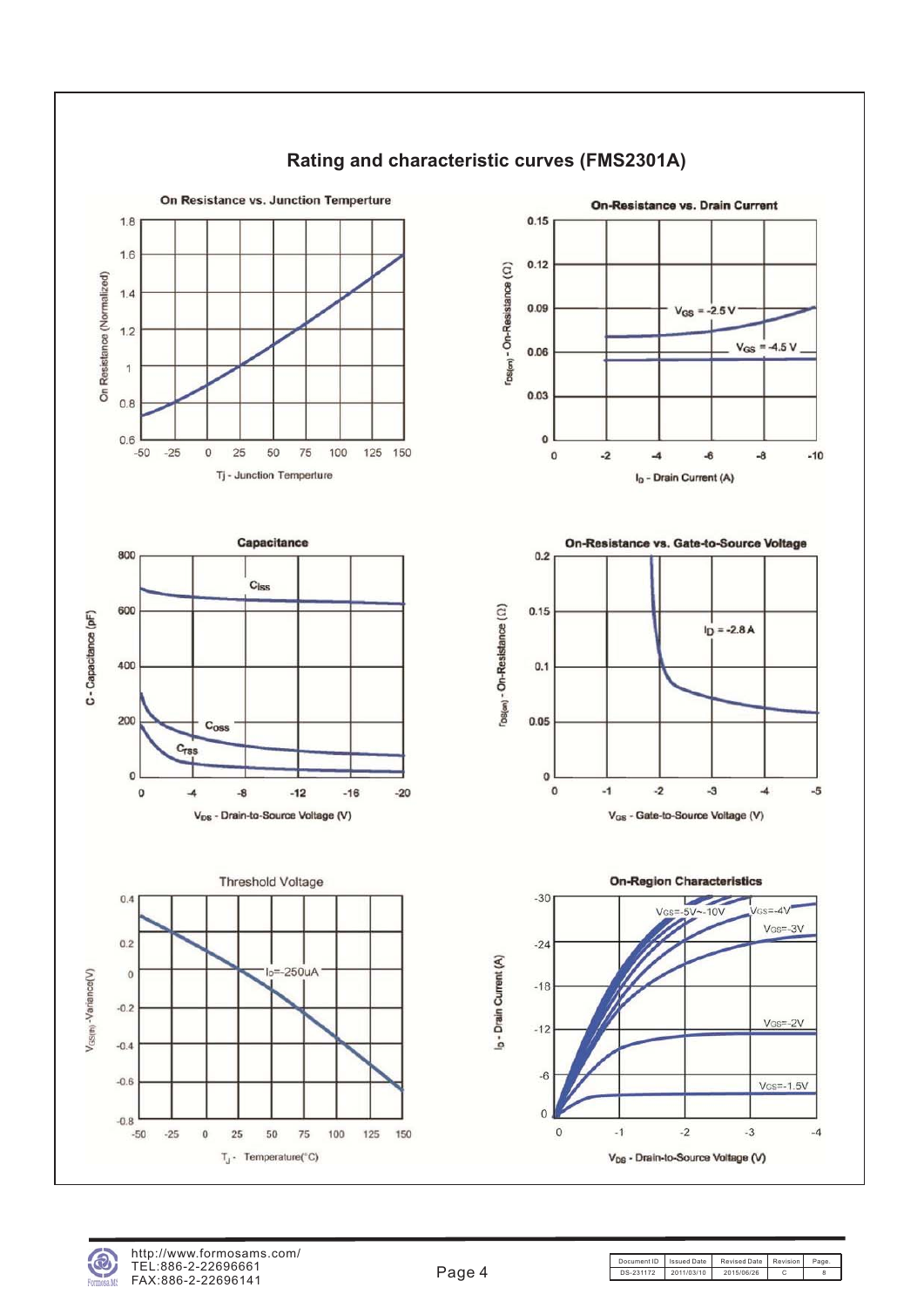## Rating and characteristic curves (FMS2301A)

**On Resistance vs. Junction Temperture**

On Resistance (Normalized) vs. Tj - Junction Temperture

**On-Resistance vs. Drain Current**

$r_{DS(on)}$ - On-Resistance (Ω) vs. $I_D$ - Drain Current (A)

$V_{GS}$ = -2.5 V

$V_{GS}$ = -4.5 V

**Capacitance**

C - Capacitance (pF) vs. $V_{DS}$ - Drain-to-Source Voltage (V)

$C_{iss}$

$C_{oss}$

$C_{rss}$

**On-Resistance vs. Gate-to-Source Voltage**

$r_{DS(on)}$ - On-Resistance (Ω) vs. $V_{GS}$ - Gate-to-Source Voltage (V)

$I_D$ = -2.8 A

**Threshold Voltage**

$V_{GS(th)}$ -Variance(V) vs. $T_J$ - Temperature(°C)

$I_D$=-250uA

**On-Region Characteristics**

$I_D$ - Drain Current (A) vs. $V_{DS}$ - Drain-to-Source Voltage (V)

$V_{GS}$=-5V~-10V

$V_{GS}$=-4V

$V_{GS}$=-3V

$V_{GS}$=-2V

$V_{GS}$=-1.5V

http://www.formosams.com/
TEL:886-2-22696661
FAX:886-2-22696141

| Document ID | Issued Date | Revised Date | Revision | Page. |
|---|---|---|---|---|
| DS-231172 | 2011/03/10 | 2015/06/26 | C | 8 |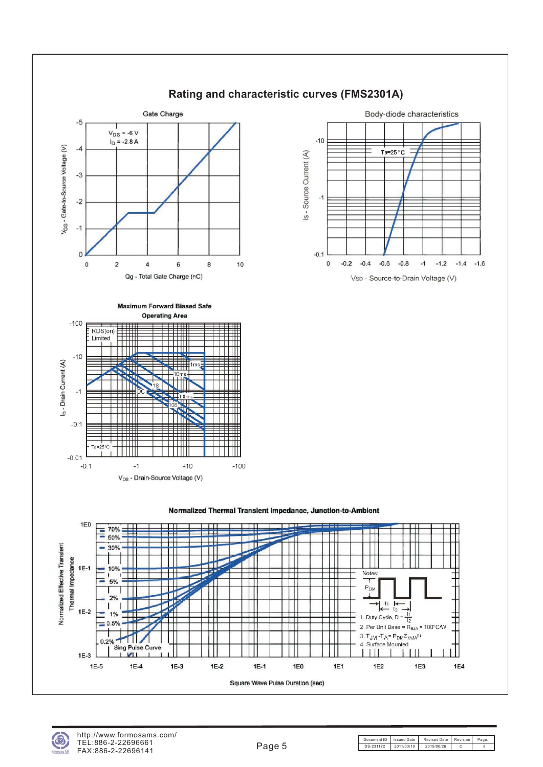# Rating and characteristic curves (FMS2301A)

**Gate Charge**

$V_{DS}$ = -6 V
$I_D$ = -2.8 A

$V_{GS}$ - Gate-to-Source Voltage (V)

Qg - Total Gate Charge (nC)

**Body-diode characteristics**

Ta=25°C

Is - Source Current (A)

VSD - Source-to-Drain Voltage (V)

**Maximum Forward Biased Safe Operating Area**

RDS(on) Limited

1ms, 10ms, 100ms, 1S, 10S, DC

Ta=25°C

$I_D$ - Drain Current (A)

$V_{DS}$ - Drain-Source Voltage (V)

**Normalized Thermal Transient Impedance, Junction-to-Ambient**

70%, 50%, 30%, 10%, 5%, 2%, 1%, 0.5%, 0.2%, Sing Pulse Curve

Normalized Effective Transient Thermal Impedance

Square Wave Pulse Duration (sec)

Notes:

1. Duty Cycle, $D = \frac{t_1}{t_2}$
2. Per Unit Base = $R_{\theta JA}$ = 100°C/W
3. $T_{JM} - T_A = P_{DM} Z_{thJA}(t)$
4. Surface Mounted

| Document ID | Issued Date | Revised Date | Revision | Page. |
|---|---|---|---|---|
| DS-231172 | 2011/03/10 | 2015/06/26 | C | 8 |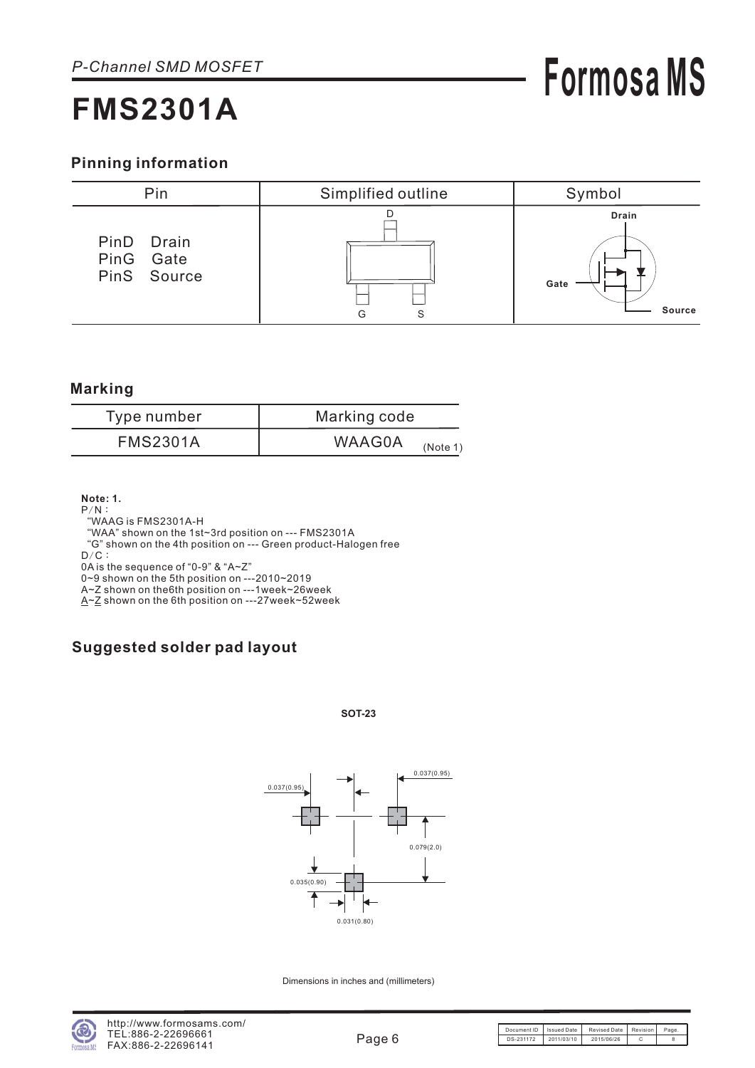P-Channel SMD MOSFET

# FMS2301A

## Pinning information

| Pin | Simplified outline | Symbol |
|---|---|---|
| PinD Drain<br>PinG Gate<br>PinS Source | D<br>G S | Drain<br>Gate<br>Source |

## Marking

| Type number | Marking code |
|---|---|
| FMS2301A | WAAG0A (Note 1) |

**Note: 1.**
P/N :
"WAAG is FMS2301A-H
"WAA" shown on the 1st~3rd position on --- FMS2301A
"G" shown on the 4th position on --- Green product-Halogen free
D/C :
0A is the sequence of "0-9" & "A~Z"
0~9 shown on the 5th position on ---2010~2019
A~Z shown on the6th position on ---1week~26week
A~Z shown on the 6th position on ---27week~52week

## Suggested solder pad layout

SOT-23

0.037(0.95)
0.037(0.95)
0.079(2.0)
0.035(0.90)
0.031(0.80)

Dimensions in inches and (millimeters)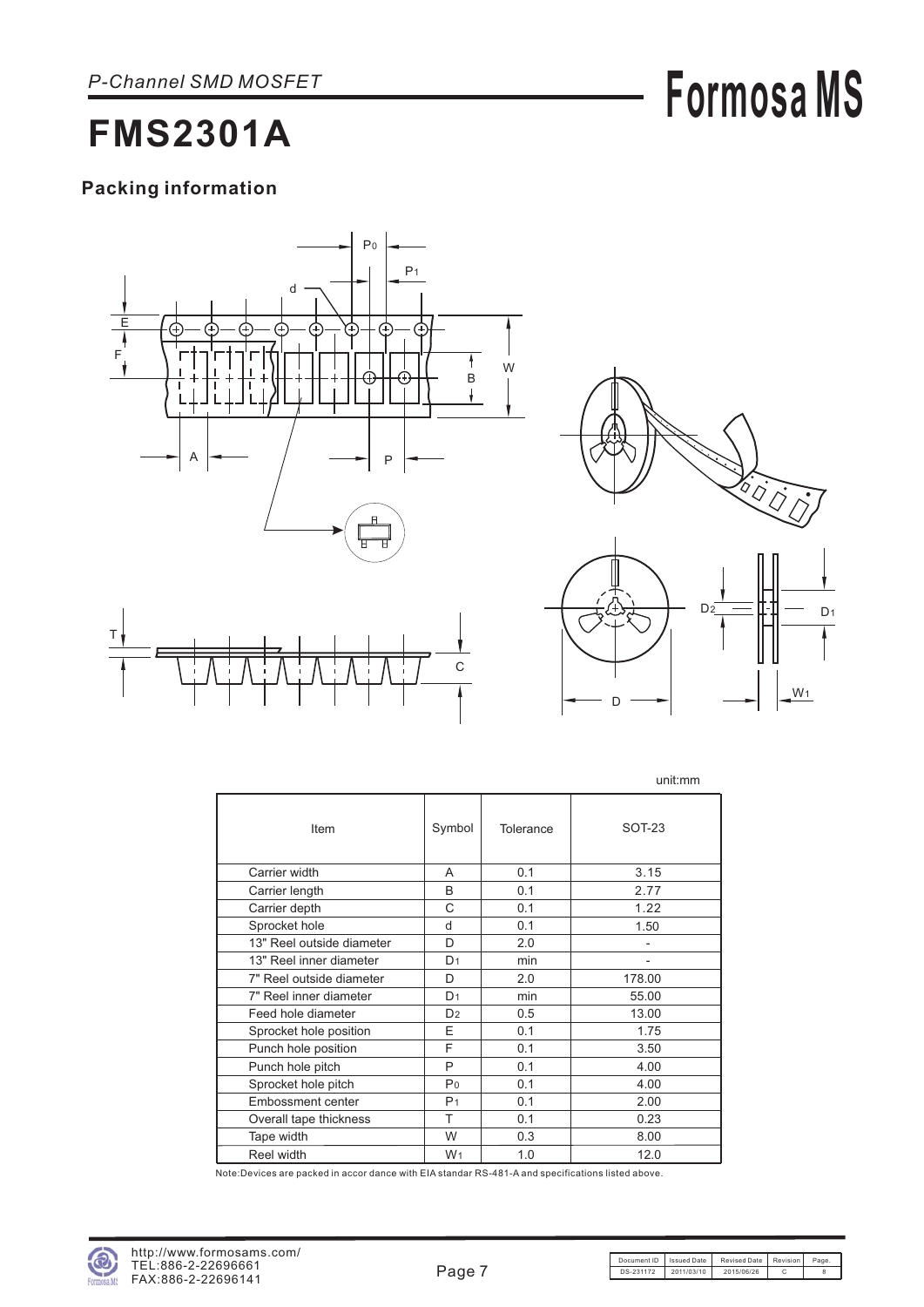*P-Channel SMD MOSFET*

# FMS2301A

## Packing information

unit:mm

| Item | Symbol | Tolerance | SOT-23 |
|---|---|---|---|
| Carrier width | A | 0.1 | 3.15 |
| Carrier length | B | 0.1 | 2.77 |
| Carrier depth | C | 0.1 | 1.22 |
| Sprocket hole | d | 0.1 | 1.50 |
| 13" Reel outside diameter | D | 2.0 | - |
| 13" Reel inner diameter | $D_1$ | min | - |
| 7" Reel outside diameter | D | 2.0 | 178.00 |
| 7" Reel inner diameter | $D_1$ | min | 55.00 |
| Feed hole diameter | $D_2$ | 0.5 | 13.00 |
| Sprocket hole position | E | 0.1 | 1.75 |
| Punch hole position | F | 0.1 | 3.50 |
| Punch hole pitch | P | 0.1 | 4.00 |
| Sprocket hole pitch | $P_0$ | 0.1 | 4.00 |
| Embossment center | $P_1$ | 0.1 | 2.00 |
| Overall tape thickness | T | 0.1 | 0.23 |
| Tape width | W | 0.3 | 8.00 |
| Reel width | $W_1$ | 1.0 | 12.0 |

Note:Devices are packed in accor dance with EIA standar RS-481-A and specifications listed above.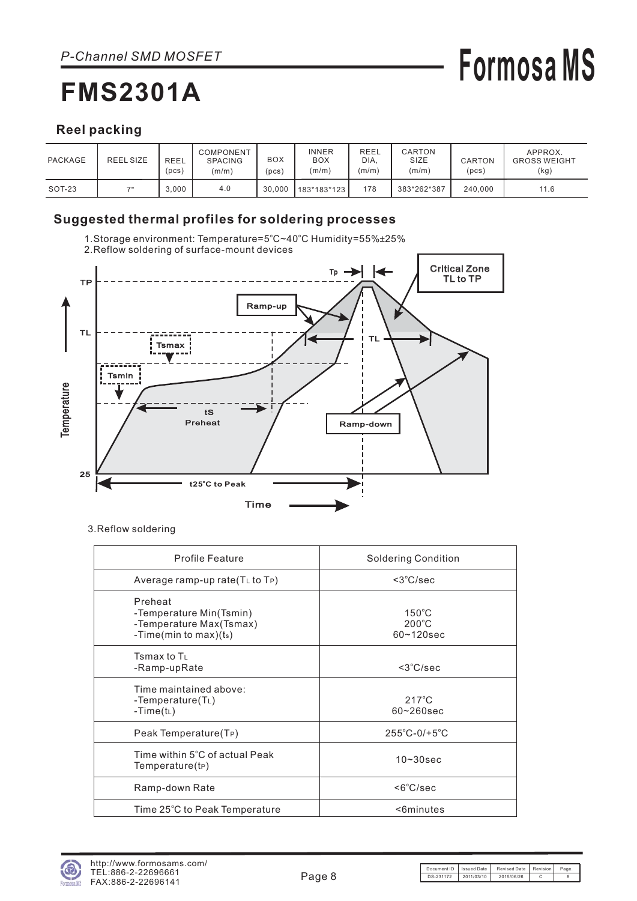## Reel packing

| PACKAGE | REEL SIZE | REEL (pcs) | COMPONENT SPACING (m/m) | BOX (pcs) | INNER BOX (m/m) | REEL DIA. (m/m) | CARTON SIZE (m/m) | CARTON (pcs) | APPROX. GROSS WEIGHT (kg) |
|---|---|---|---|---|---|---|---|---|---|
| SOT-23 | 7" | 3,000 | 4.0 | 30,000 | 183*183*123 | 178 | 383*262*387 | 240,000 | 11.6 |

## Suggested thermal profiles for soldering processes

1. Storage environment: Temperature=5°C~40°C Humidity=55%±25%
2. Reflow soldering of surface-mount devices

Tp

Critical Zone
TL to TP

TP

Ramp-up

TL

TL

Tsmax

Tsmin

tS
Preheat

Ramp-down

Temperature

25

t25°C to Peak

Time

3. Reflow soldering

| Profile Feature | Soldering Condition |
|---|---|
| Average ramp-up rate($T_L$ to $T_P$) | <3°C/sec |
| Preheat<br>-Temperature Min(Tsmin)<br>-Temperature Max(Tsmax)<br>-Time(min to max)($t_s$) | 150°C<br>200°C<br>60~120sec |
| Tsmax to $T_L$<br>-Ramp-upRate | <3°C/sec |
| Time maintained above:<br>-Temperature($T_L$)<br>-Time($t_L$) | 217°C<br>60~260sec |
| Peak Temperature($T_P$) | 255°C-0/+5°C |
| Time within 5°C of actual Peak Temperature($t_P$) | 10~30sec |
| Ramp-down Rate | <6°C/sec |
| Time 25°C to Peak Temperature | <6minutes |